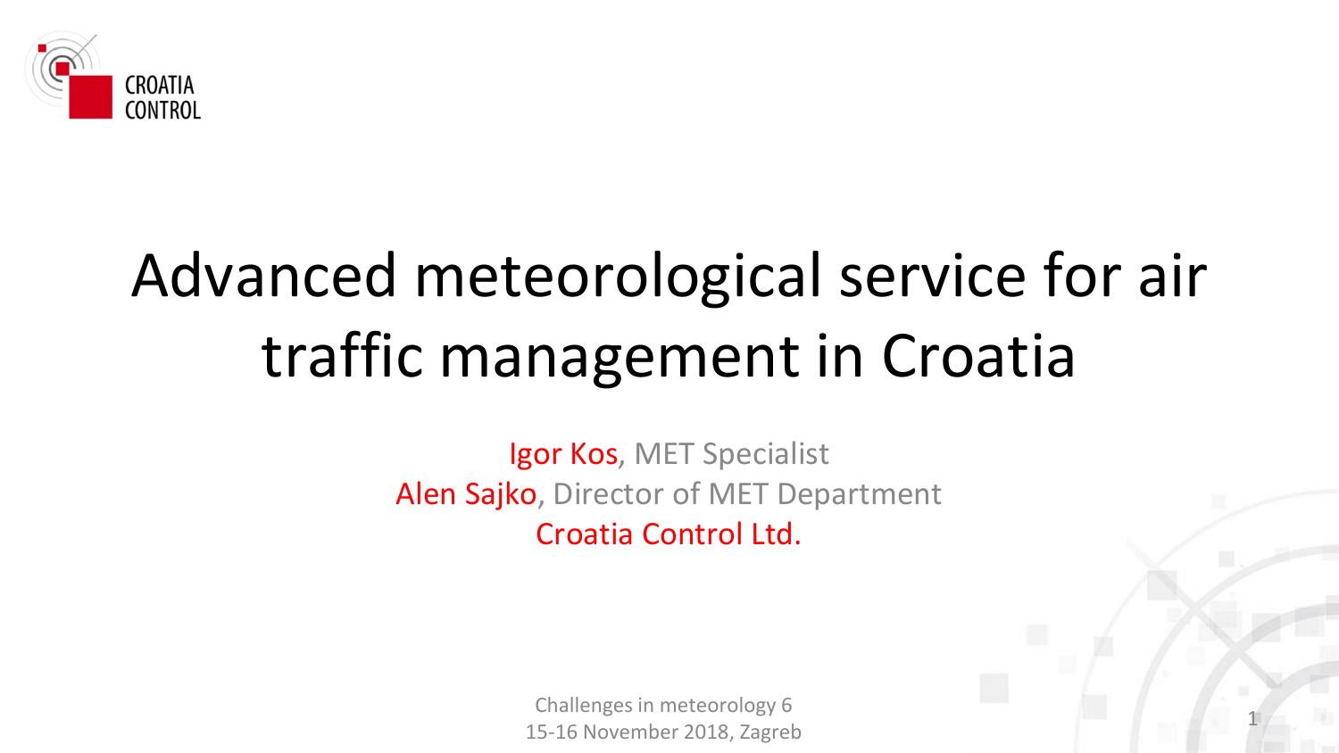CROATIA CONTROL

# Advanced meteorological service for air traffic management in Croatia

Igor Kos, MET Specialist
Alen Sajko, Director of MET Department
Croatia Control Ltd.

Challenges in meteorology 6
15-16 November 2018, Zagreb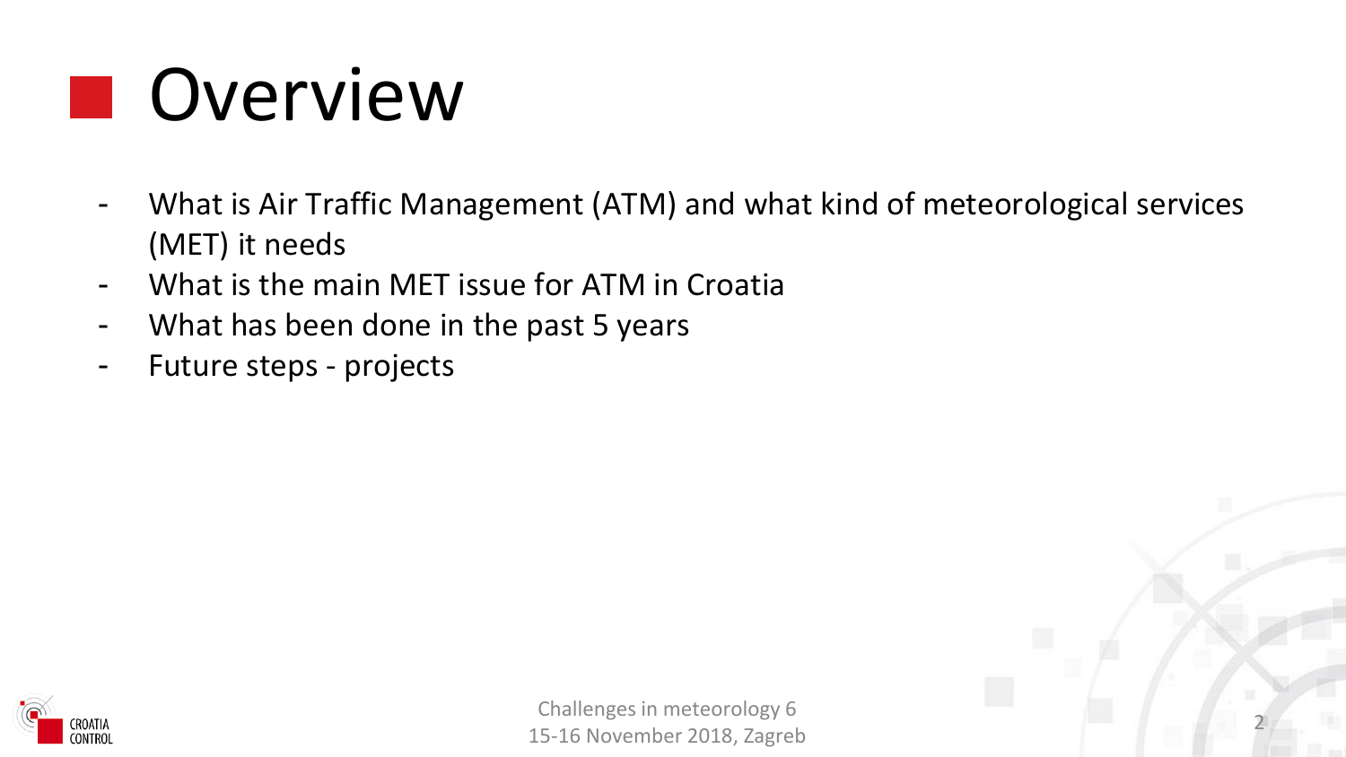# Overview

- What is Air Traffic Management (ATM) and what kind of meteorological services (MET) it needs
- What is the main MET issue for ATM in Croatia
- What has been done in the past 5 years
- Future steps - projects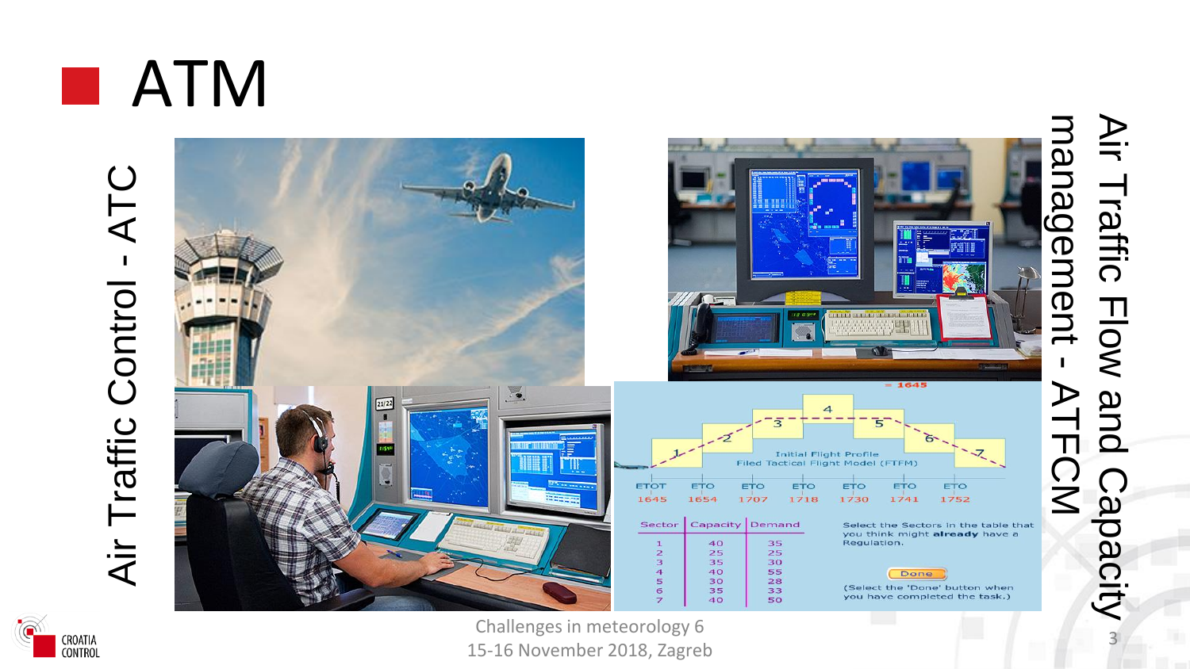# ATM

Air Traffic Control - ATC

Air Traffic Flow and Capacity management - ATFCM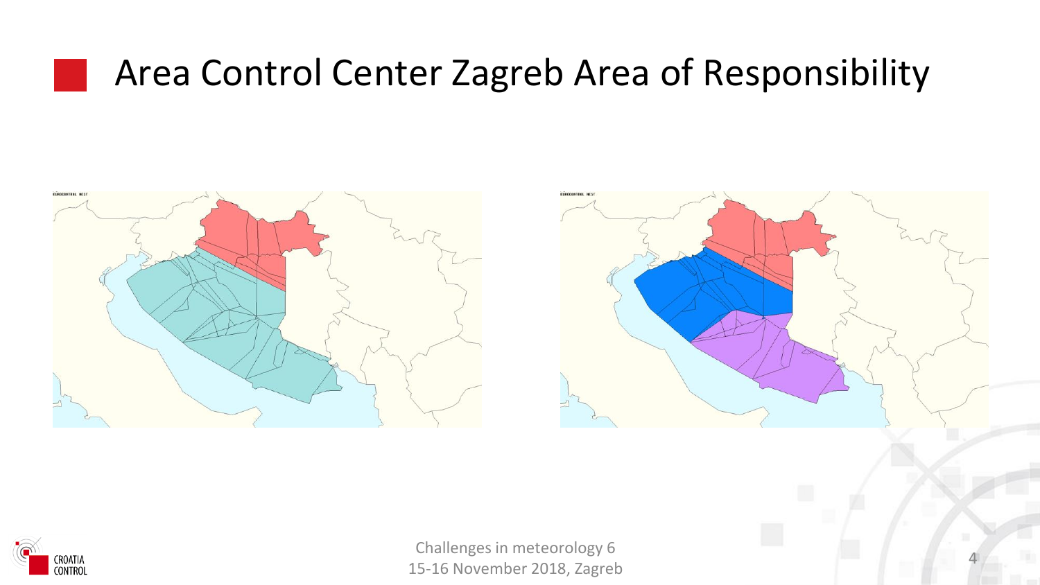# Area Control Center Zagreb Area of Responsibility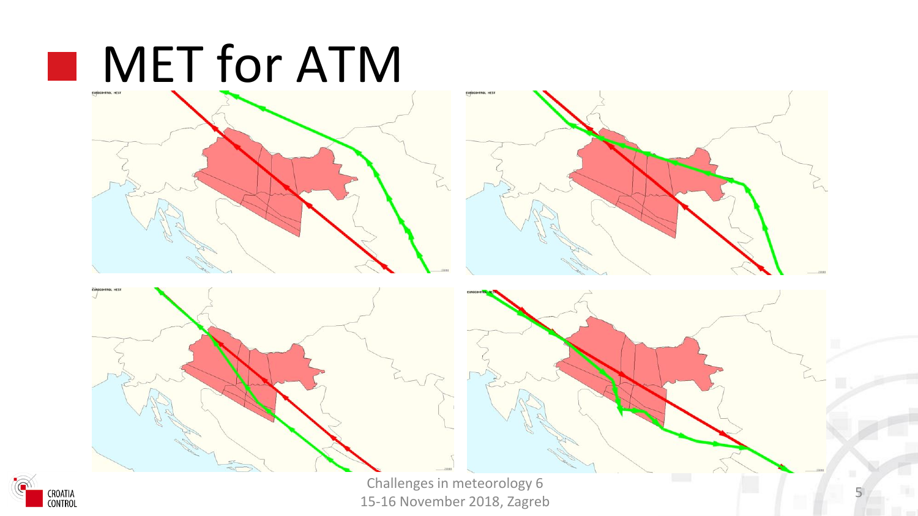# MET for ATM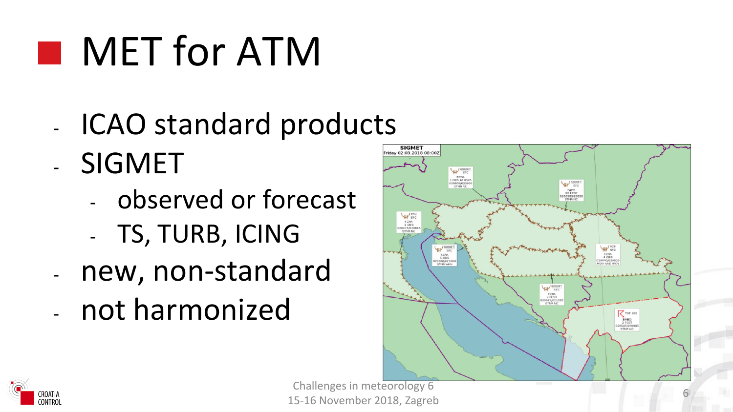# MET for ATM

- ICAO standard products
- SIGMET
  - observed or forecast
  - TS, TURB, ICING
- new, non-standard
- not harmonized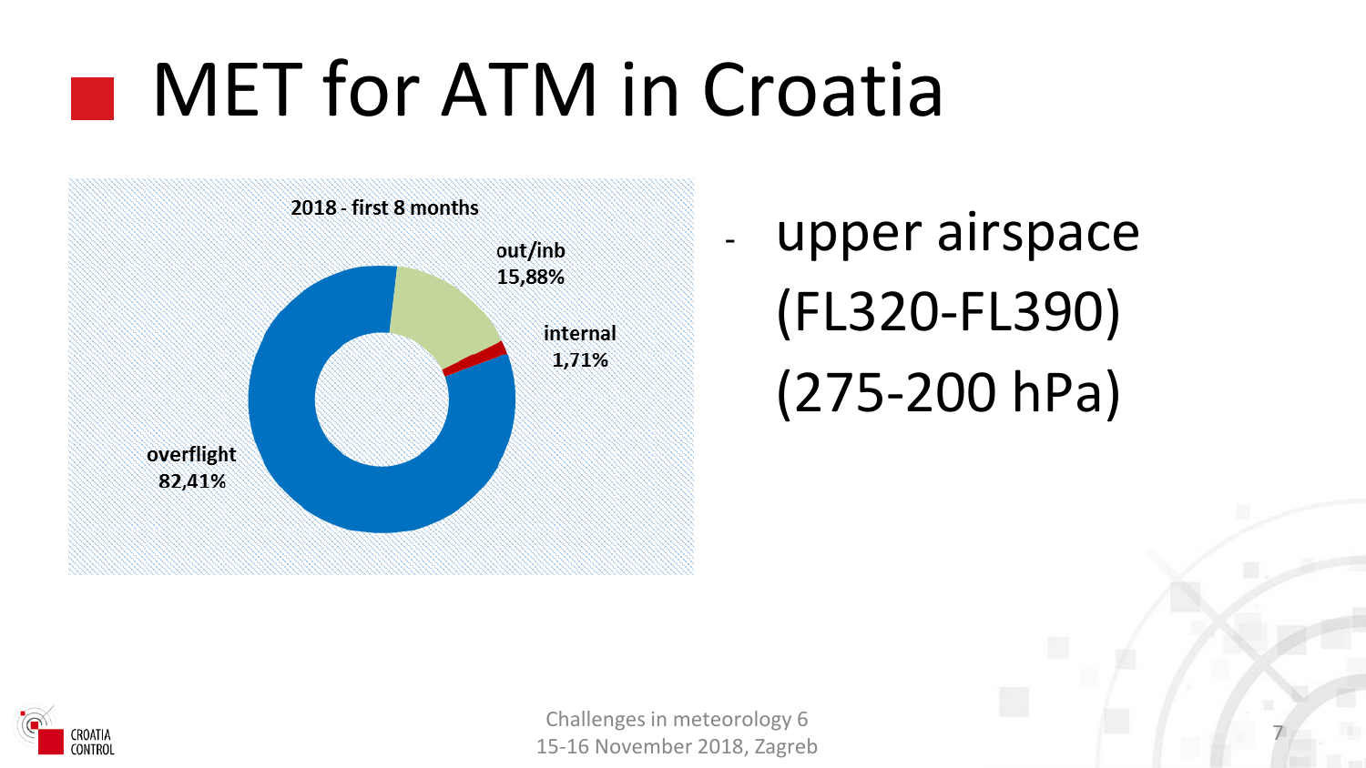# MET for ATM in Croatia

**2018 - first 8 months**

- out/inb 15,88%
- internal 1,71%
- overflight 82,41%

- upper airspace (FL320-FL390) (275-200 hPa)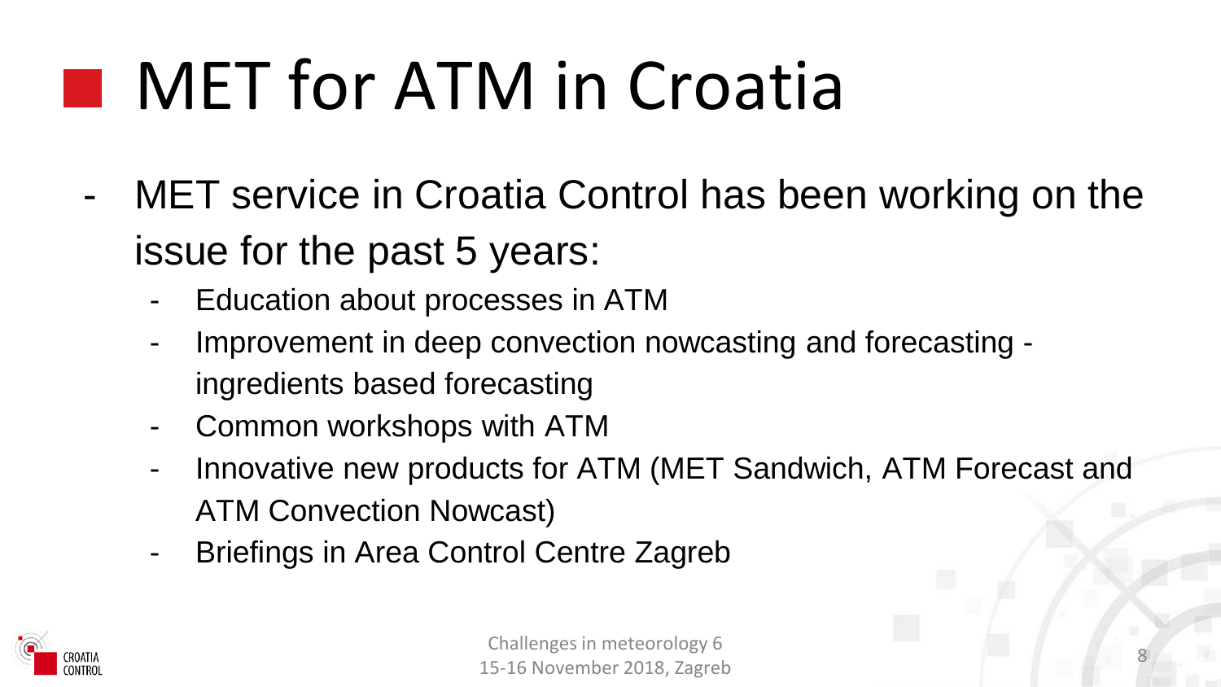# MET for ATM in Croatia

- MET service in Croatia Control has been working on the issue for the past 5 years:
  - Education about processes in ATM
  - Improvement in deep convection nowcasting and forecasting - ingredients based forecasting
  - Common workshops with ATM
  - Innovative new products for ATM (MET Sandwich, ATM Forecast and ATM Convection Nowcast)
  - Briefings in Area Control Centre Zagreb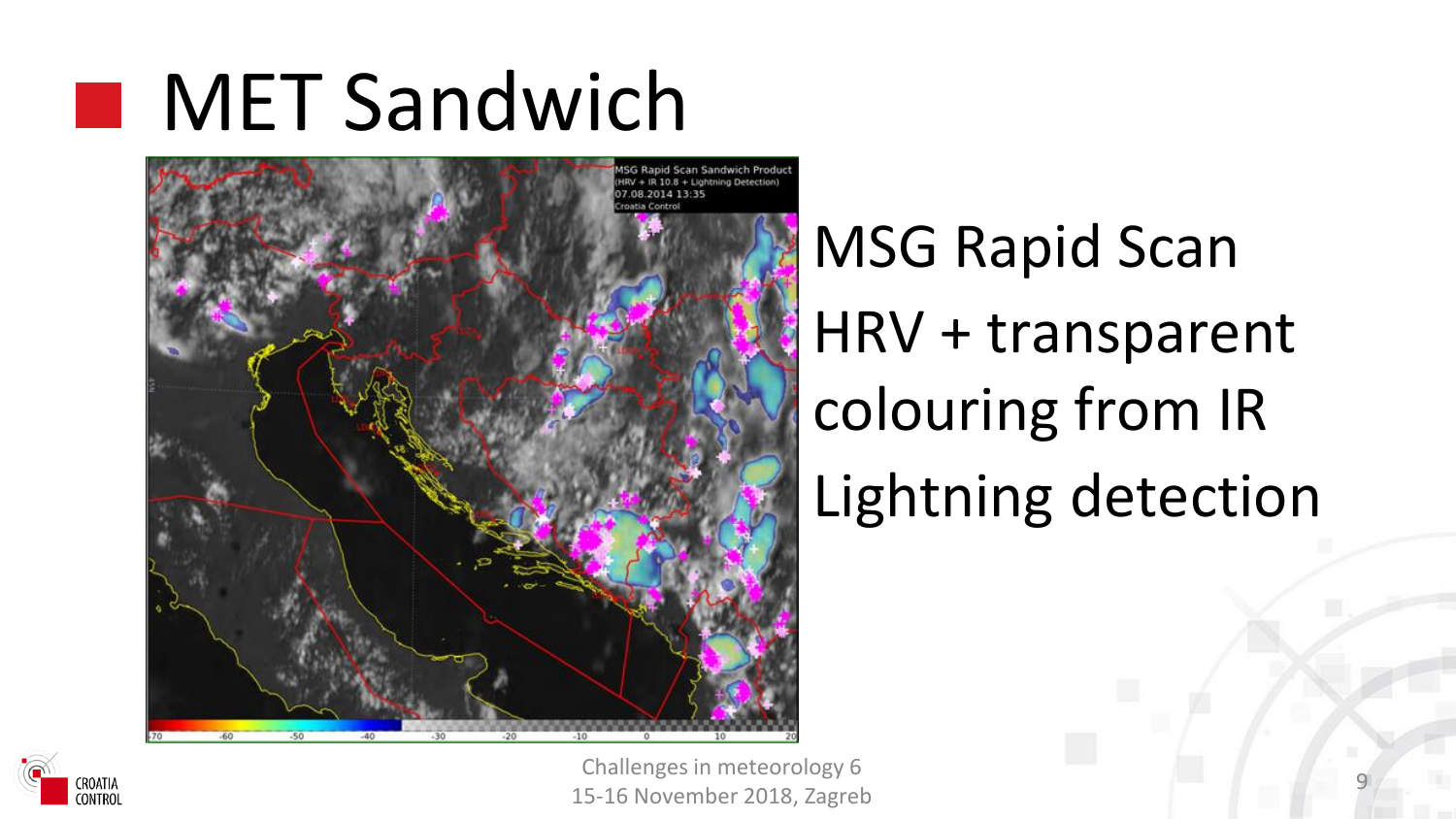# MET Sandwich

MSG Rapid Scan

HRV + transparent colouring from IR

Lightning detection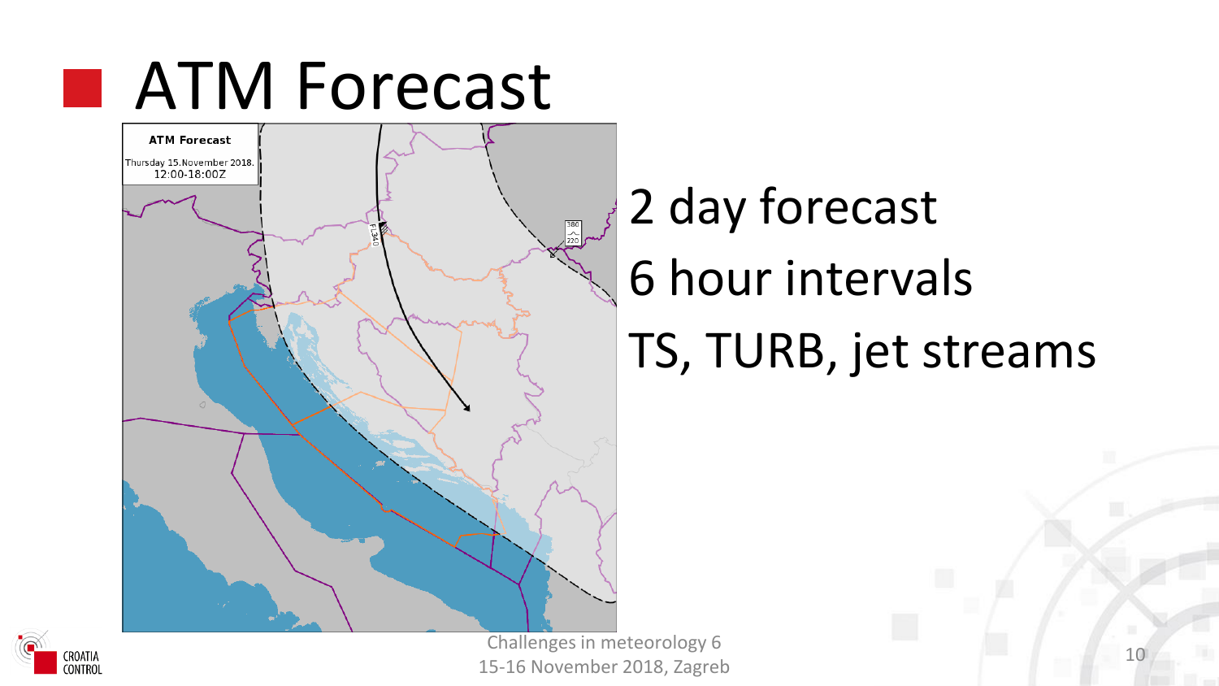# ATM Forecast

ATM Forecast

Thursday 15.November 2018.
12:00-18:00Z

- 2 day forecast
- 6 hour intervals
- TS, TURB, jet streams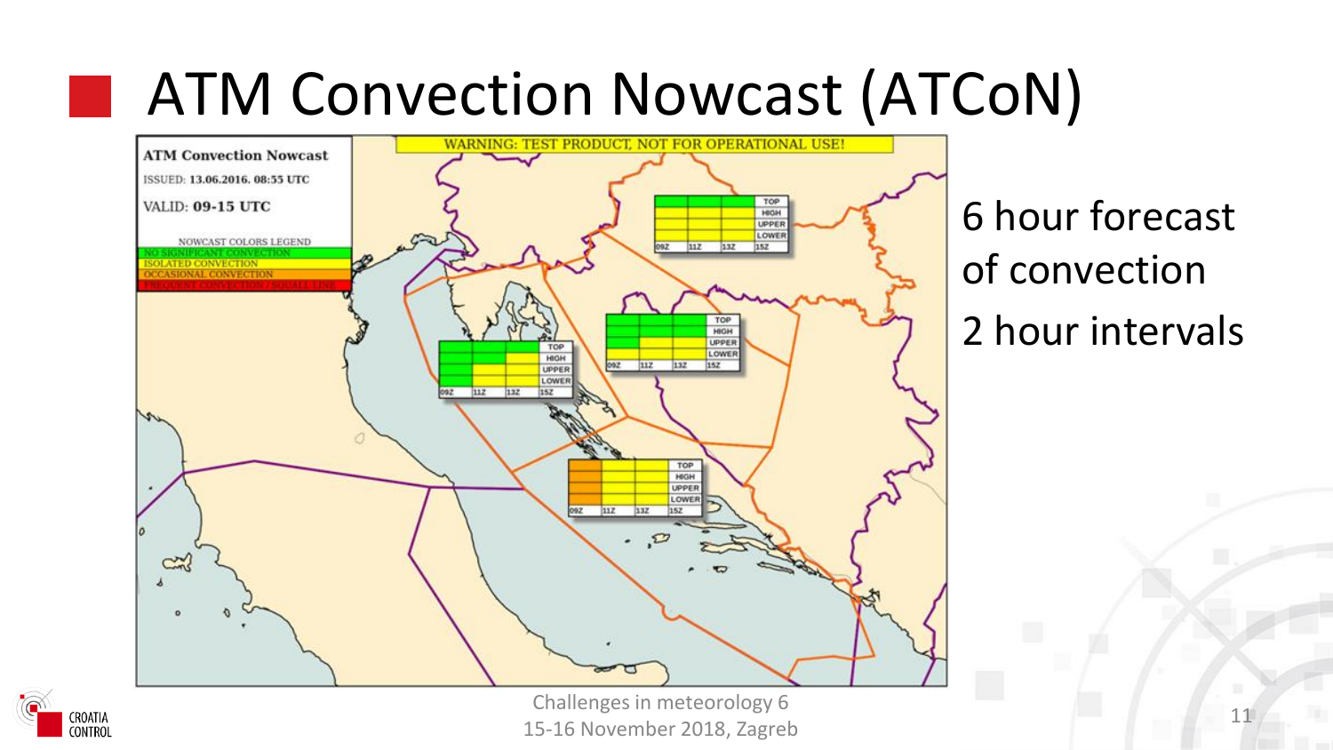# ATM Convection Nowcast (ATCoN)

ATM Convection Nowcast

ISSUED: 13.06.2016. 08:55 UTC

VALID: 09-15 UTC

NOWCAST COLORS LEGEND

- NO SIGNIFICANT CONVECTION
- ISOLATED CONVECTION
- OCCASIONAL CONVECTION
- FREQUENT CONVECTION / SQUALL LINE

WARNING: TEST PRODUCT, NOT FOR OPERATIONAL USE!

6 hour forecast of convection

2 hour intervals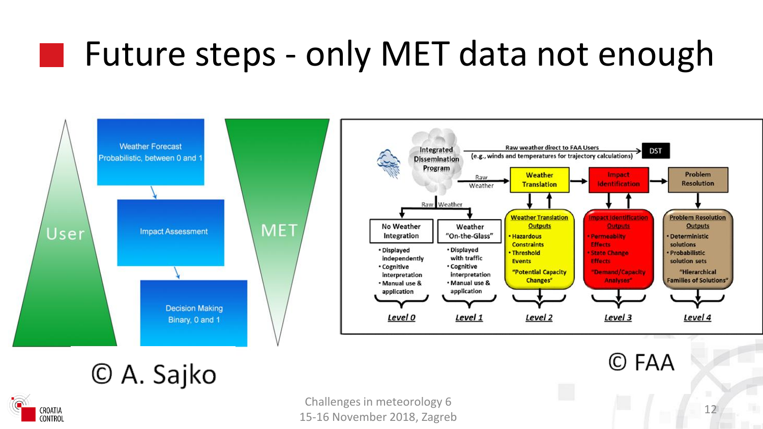# Future steps - only MET data not enough

User

Weather Forecast
Probabilistic, between 0 and 1

Impact Assessment

Decision Making
Binary, 0 and 1

MET

© A. Sajko

Integrated Dissemination Program

Raw weather direct to FAA Users
(e.g., winds and temperatures for trajectory calculations)

DST

Raw Weather

Weather Translation

Impact Identification

Problem Resolution

Raw Weather

| No Weather Integration | Weather "On-the-Glass" | Weather Translation Outputs | Impact Identification Outputs | Problem Resolution Outputs |
|---|---|---|---|---|
| • Displayed independently • Cognitive interpretation • Manual use & application | • Displayed with traffic • Cognitive interpretation • Manual use & application | • Hazardous Constraints • Threshold Events "Potential Capacity Changes" | • Permeability Effects • State Change Effects "Demand/Capacity Analyses" | • Deterministic solutions • Probabilistic solution sets "Hierarchical Families of Solutions" |
| Level 0 | Level 1 | Level 2 | Level 3 | Level 4 |

© FAA

Challenges in meteorology 6
15-16 November 2018, Zagreb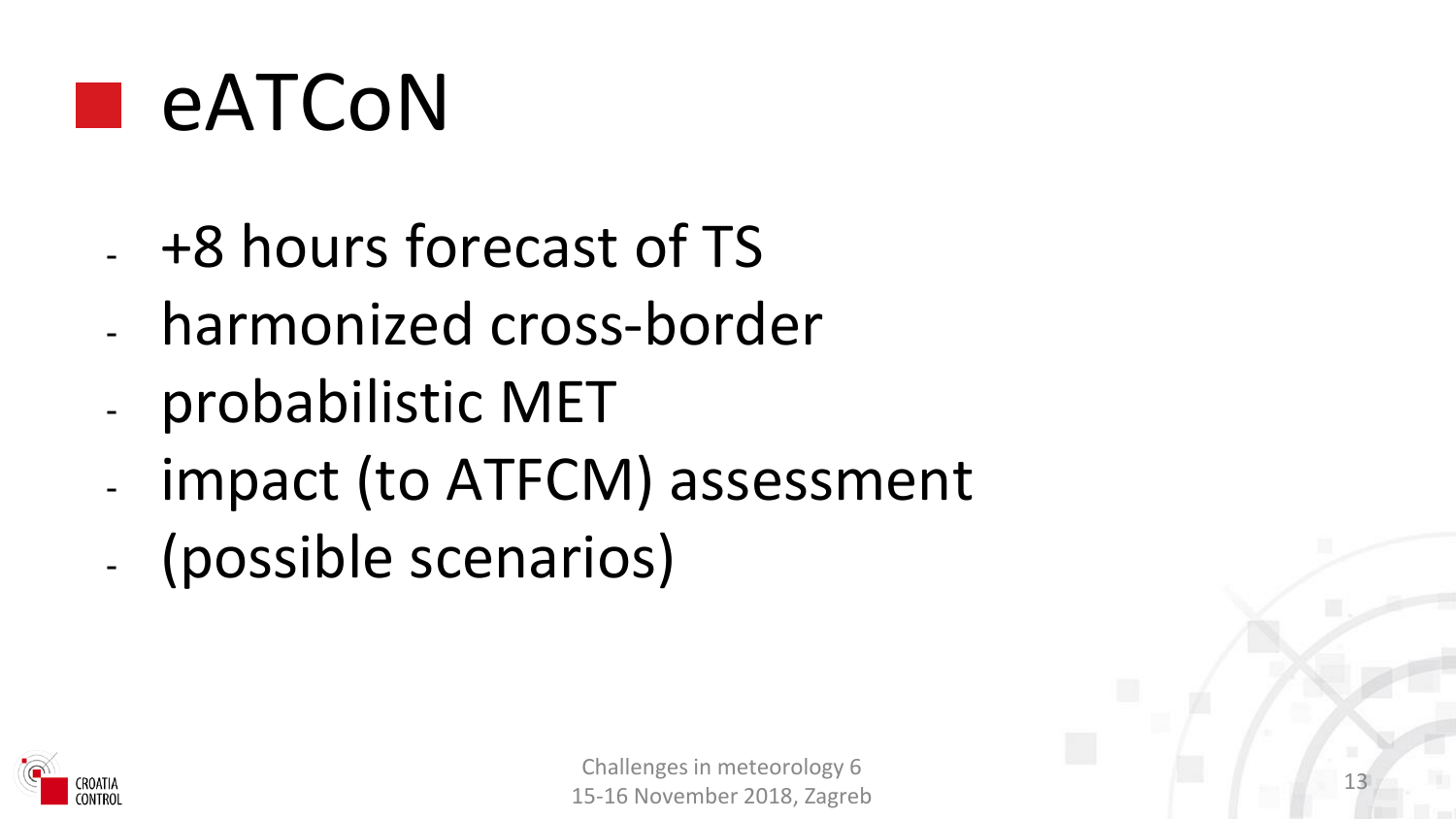# eAToN

- +8 hours forecast of TS
- harmonized cross-border
- probabilistic MET
- impact (to ATFCM) assessment
- (possible scenarios)

# eATCoN

- +8 hours forecast of TS
- harmonized cross-border
- probabilistic MET
- impact (to ATFCM) assessment
- (possible scenarios)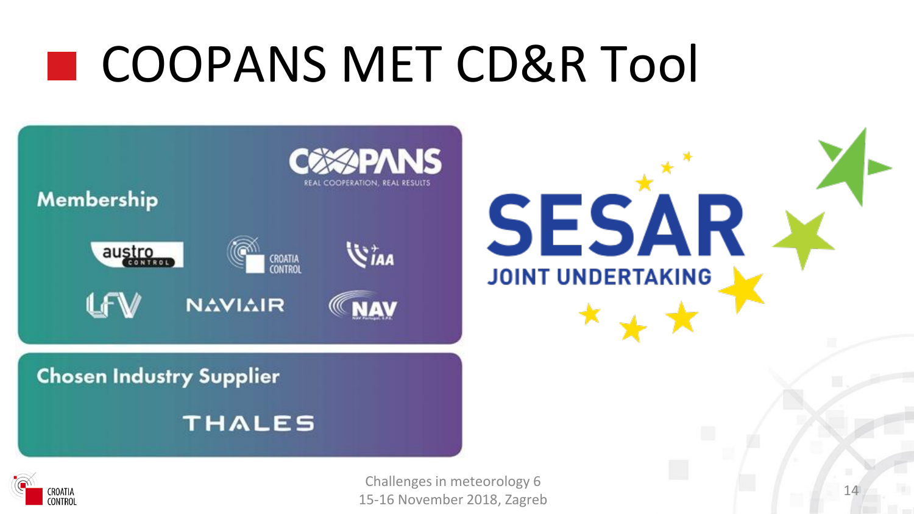# COOPANS MET CD&R Tool

COOPANS

REAL COOPERATION, REAL RESULTS

**Membership**

austro control

CROATIA CONTROL

IAA

LFV

NAVIAIR

NAV

**Chosen Industry Supplier**

THALES

SESAR JOINT UNDERTAKING

Challenges in meteorology 6
15-16 November 2018, Zagreb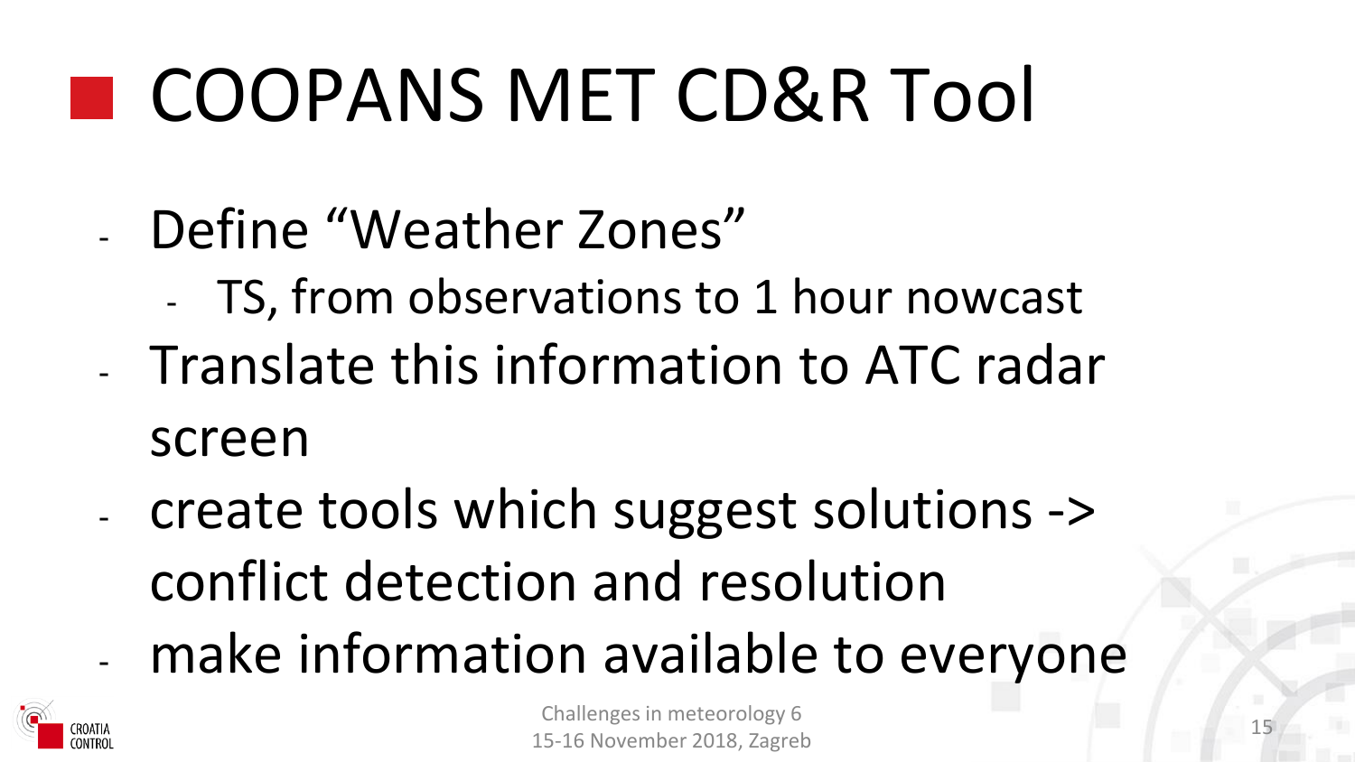# COOPANS MET CD&R Tool

- Define "Weather Zones"
  - TS, from observations to 1 hour nowcast
- Translate this information to ATC radar screen
- create tools which suggest solutions -> conflict detection and resolution
- make information available to everyone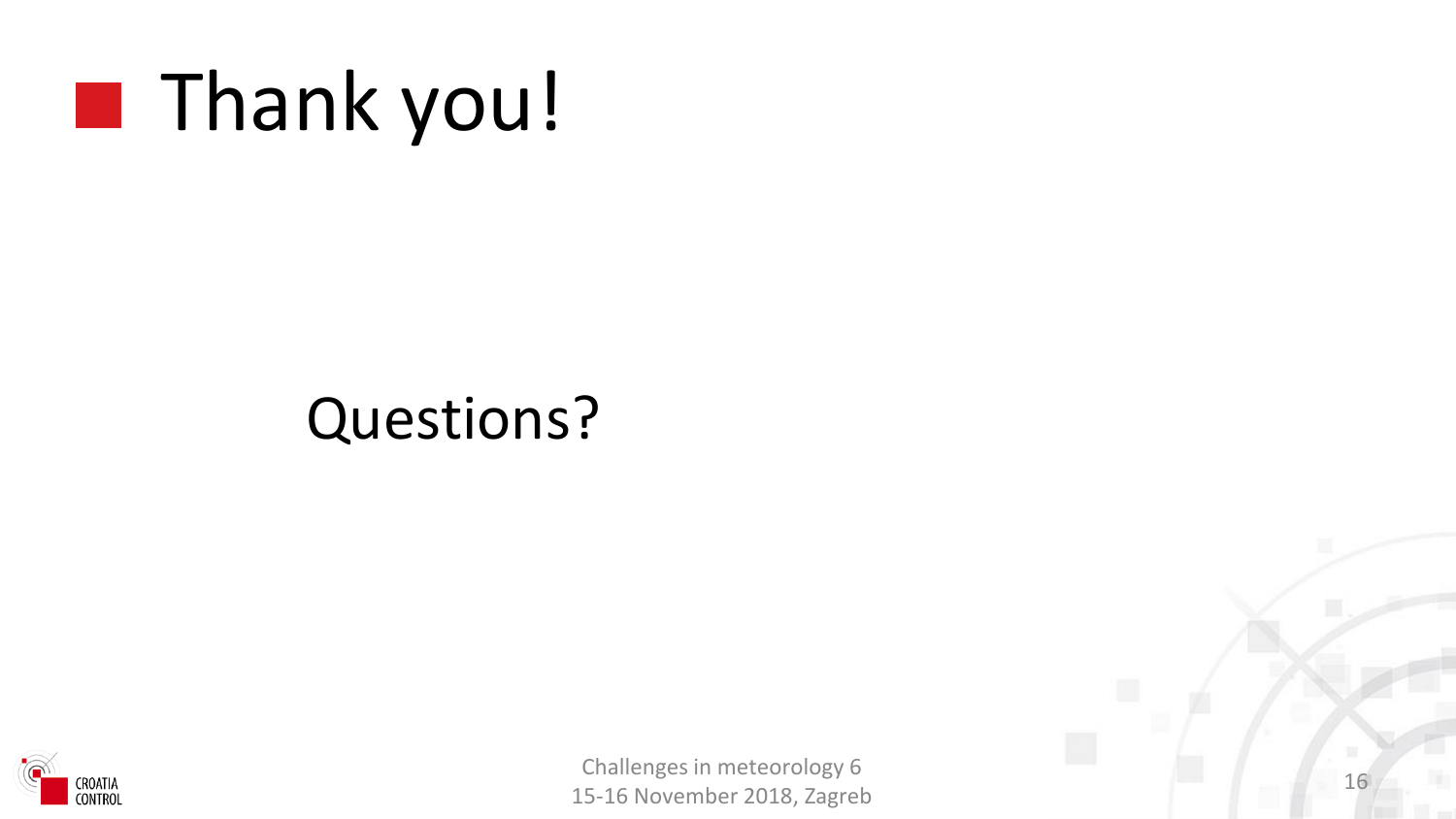# Thank you!

Questions?